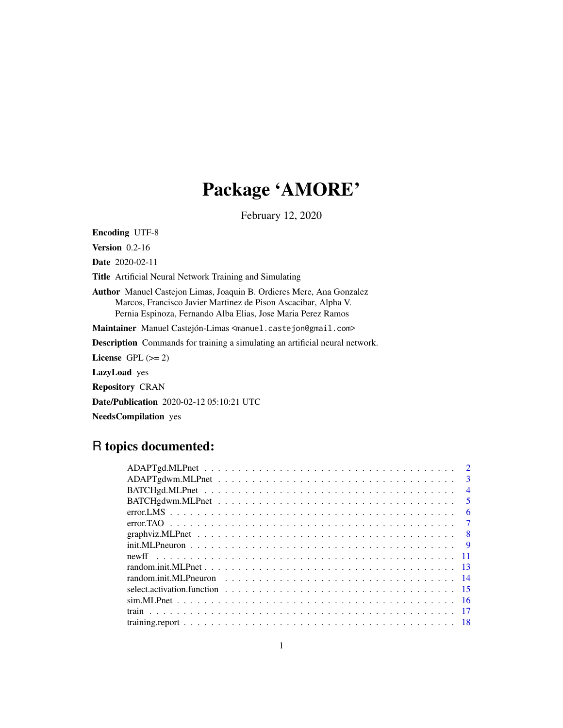# Package 'AMORE'

February 12, 2020

**Encoding** UTF-8

**Version** 0.2-16

**Date** 2020-02-11

**Title** Artificial Neural Network Training and Simulating

**Author** Manuel Castejon Limas, Joaquin B. Ordieres Mere, Ana Gonzalez Marcos, Francisco Javier Martinez de Pison Ascacibar, Alpha V. Pernia Espinoza, Fernando Alba Elias, Jose Maria Perez Ramos

**Maintainer** Manuel Castejón-Limas <manuel.castejon@gmail.com>

**Description** Commands for training a simulating an artificial neural network.

**License** GPL (>= 2)

**LazyLoad** yes

**Repository** CRAN

**Date/Publication** 2020-02-12 05:10:21 UTC

**NeedsCompilation** yes

## R topics documented:

- ADAPTgd.MLPnet . . . . . . . . . . . . . . . . . . . . . . . . . . . . . . . . . . . 2
- ADAPTgdwm.MLPnet . . . . . . . . . . . . . . . . . . . . . . . . . . . . . . . . . 3
- BATCHgd.MLPnet . . . . . . . . . . . . . . . . . . . . . . . . . . . . . . . . . . 4
- BATCHgdwm.MLPnet . . . . . . . . . . . . . . . . . . . . . . . . . . . . . . . . . 5
- error.LMS . . . . . . . . . . . . . . . . . . . . . . . . . . . . . . . . . . . . . 6
- error.TAO . . . . . . . . . . . . . . . . . . . . . . . . . . . . . . . . . . . . . 7
- graphviz.MLPnet . . . . . . . . . . . . . . . . . . . . . . . . . . . . . . . . . . 8
- init.MLPneuron . . . . . . . . . . . . . . . . . . . . . . . . . . . . . . . . . . . 9
- newff . . . . . . . . . . . . . . . . . . . . . . . . . . . . . . . . . . . . . . . 11
- random.init.MLPnet . . . . . . . . . . . . . . . . . . . . . . . . . . . . . . . . 13
- random.init.MLPneuron . . . . . . . . . . . . . . . . . . . . . . . . . . . . . . . 14
- select.activation.function . . . . . . . . . . . . . . . . . . . . . . . . . . . . 15
- sim.MLPnet . . . . . . . . . . . . . . . . . . . . . . . . . . . . . . . . . . . . 16
- train . . . . . . . . . . . . . . . . . . . . . . . . . . . . . . . . . . . . . . . 17
- training.report . . . . . . . . . . . . . . . . . . . . . . . . . . . . . . . . . . 18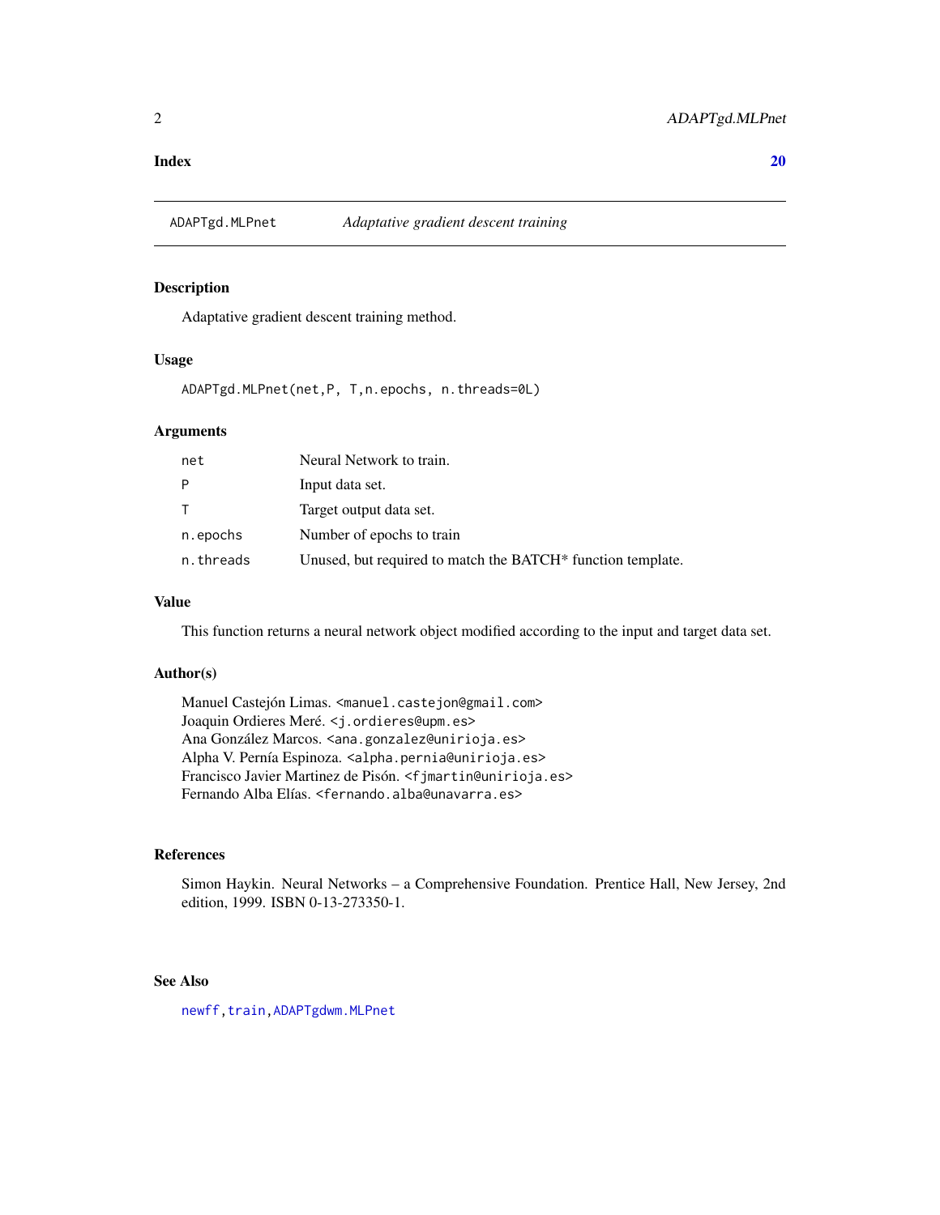**Index** **20**

---

ADAPTgd.MLPnet *Adaptative gradient descent training*

---

### Description

Adaptative gradient descent training method.

### Usage

```
ADAPTgd.MLPnet(net,P, T,n.epochs, n.threads=0L)
```

### Arguments

| | |
|---|---|
| net | Neural Network to train. |
| P | Input data set. |
| T | Target output data set. |
| n.epochs | Number of epochs to train |
| n.threads | Unused, but required to match the BATCH* function template. |

### Value

This function returns a neural network object modified according to the input and target data set.

### Author(s)

Manuel Castejón Limas. <manuel.castejon@gmail.com>
Joaquin Ordieres Meré. <j.ordieres@upm.es>
Ana González Marcos. <ana.gonzalez@unirioja.es>
Alpha V. Pernía Espinoza. <alpha.pernia@unirioja.es>
Francisco Javier Martinez de Pisón. <fjmartin@unirioja.es>
Fernando Alba Elías. <fernando.alba@unavarra.es>

### References

Simon Haykin. Neural Networks – a Comprehensive Foundation. Prentice Hall, New Jersey, 2nd edition, 1999. ISBN 0-13-273350-1.

### See Also

newff, train, ADAPTgdwm.MLPnet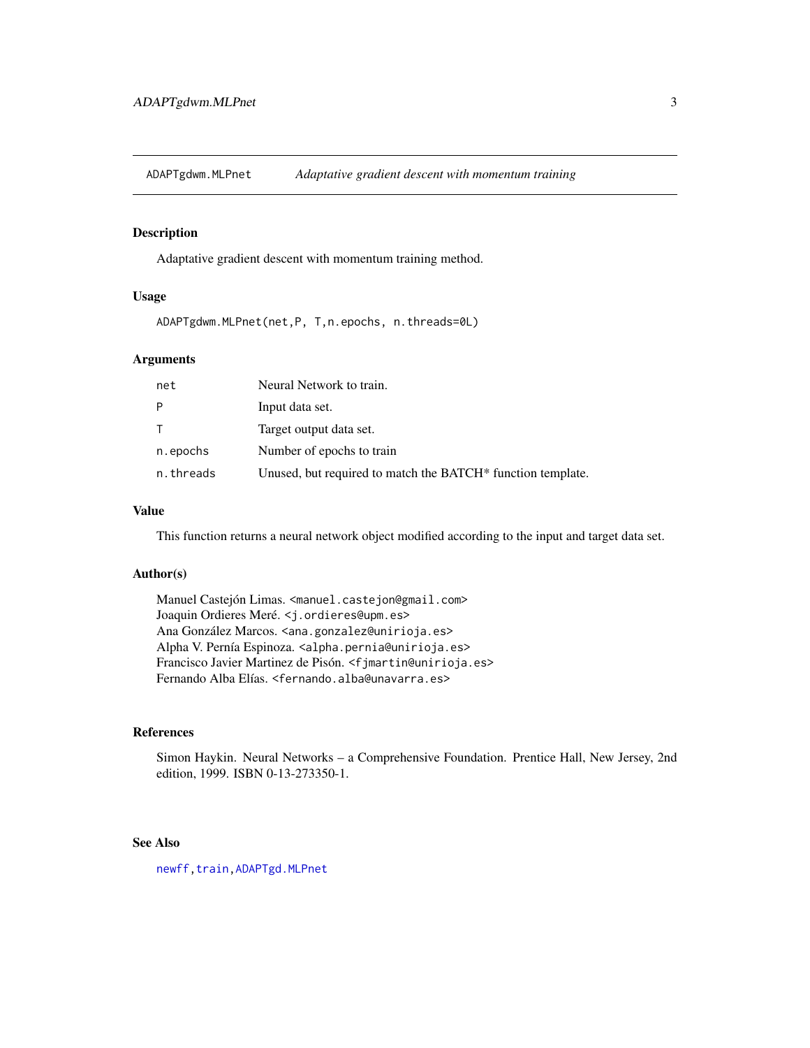ADAPTgdwm.MLPnet *Adaptative gradient descent with momentum training*

## Description

Adaptative gradient descent with momentum training method.

## Usage

```
ADAPTgdwm.MLPnet(net,P, T,n.epochs, n.threads=0L)
```

## Arguments

| | |
|---|---|
| net | Neural Network to train. |
| P | Input data set. |
| T | Target output data set. |
| n.epochs | Number of epochs to train |
| n.threads | Unused, but required to match the BATCH* function template. |

## Value

This function returns a neural network object modified according to the input and target data set.

## Author(s)

Manuel Castejón Limas. <manuel.castejon@gmail.com>
Joaquin Ordieres Meré. <j.ordieres@upm.es>
Ana González Marcos. <ana.gonzalez@unirioja.es>
Alpha V. Pernía Espinoza. <alpha.pernia@unirioja.es>
Francisco Javier Martinez de Pisón. <fjmartin@unirioja.es>
Fernando Alba Elías. <fernando.alba@unavarra.es>

## References

Simon Haykin. Neural Networks – a Comprehensive Foundation. Prentice Hall, New Jersey, 2nd edition, 1999. ISBN 0-13-273350-1.

## See Also

newff, train, ADAPTgd.MLPnet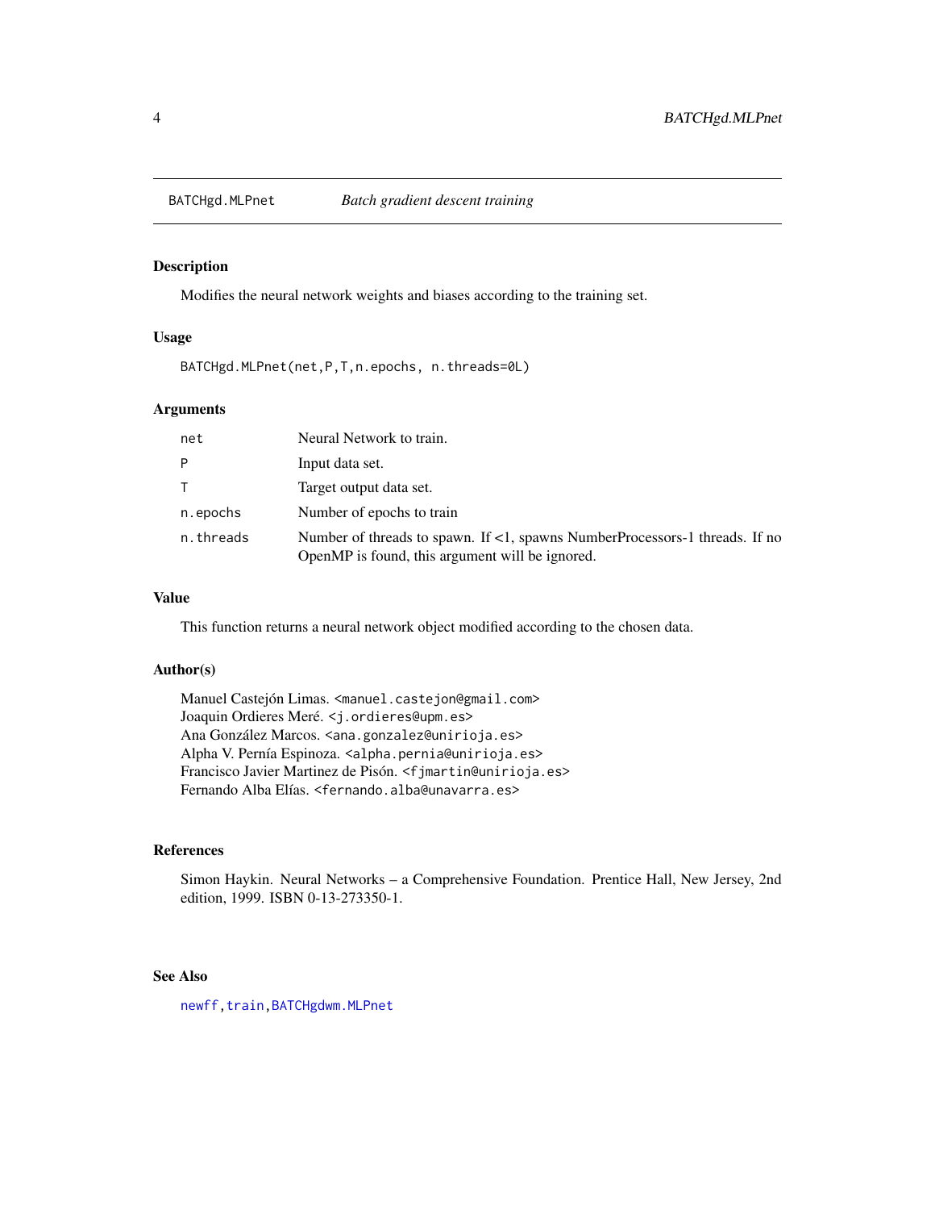# BATCHgd.MLPnet — *Batch gradient descent training*

## Description

Modifies the neural network weights and biases according to the training set.

## Usage

```
BATCHgd.MLPnet(net,P,T,n.epochs, n.threads=0L)
```

## Arguments

| | |
|---|---|
| `net` | Neural Network to train. |
| `P` | Input data set. |
| `T` | Target output data set. |
| `n.epochs` | Number of epochs to train |
| `n.threads` | Number of threads to spawn. If <1, spawns NumberProcessors-1 threads. If no OpenMP is found, this argument will be ignored. |

## Value

This function returns a neural network object modified according to the chosen data.

## Author(s)

Manuel Castejón Limas. <manuel.castejon@gmail.com>
Joaquin Ordieres Meré. <j.ordieres@upm.es>
Ana González Marcos. <ana.gonzalez@unirioja.es>
Alpha V. Pernía Espinoza. <alpha.pernia@unirioja.es>
Francisco Javier Martinez de Pisón. <fjmartin@unirioja.es>
Fernando Alba Elías. <fernando.alba@unavarra.es>

## References

Simon Haykin. Neural Networks – a Comprehensive Foundation. Prentice Hall, New Jersey, 2nd edition, 1999. ISBN 0-13-273350-1.

## See Also

`newff`, `train`, `BATCHgdwm.MLPnet`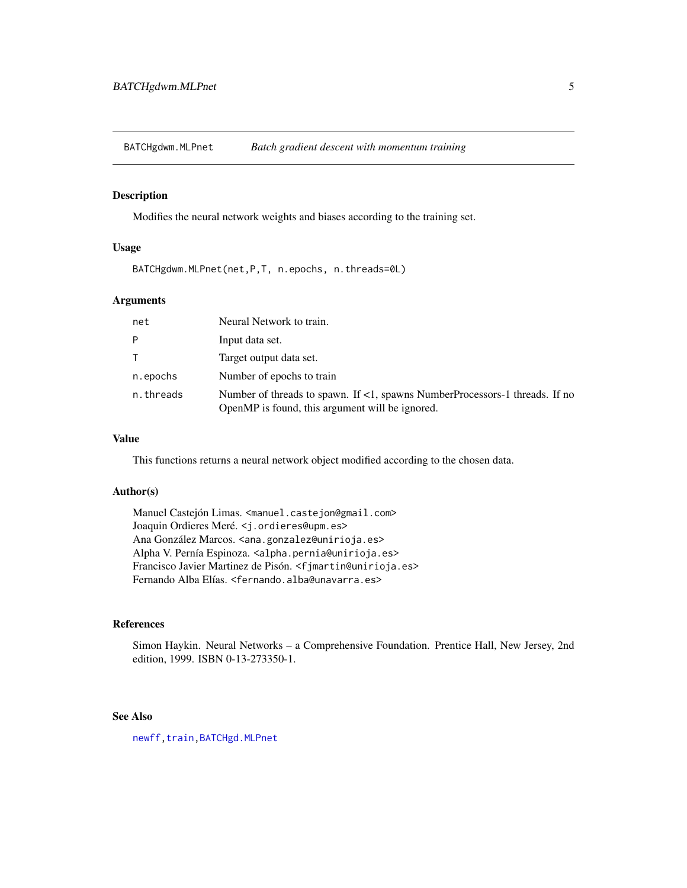## BATCHgdwm.MLPnet — *Batch gradient descent with momentum training*

### Description

Modifies the neural network weights and biases according to the training set.

### Usage

```
BATCHgdwm.MLPnet(net,P,T, n.epochs, n.threads=0L)
```

### Arguments

| | |
|---|---|
| `net` | Neural Network to train. |
| `P` | Input data set. |
| `T` | Target output data set. |
| `n.epochs` | Number of epochs to train |
| `n.threads` | Number of threads to spawn. If <1, spawns NumberProcessors-1 threads. If no OpenMP is found, this argument will be ignored. |

### Value

This functions returns a neural network object modified according to the chosen data.

### Author(s)

Manuel Castejón Limas. <manuel.castejon@gmail.com>
Joaquin Ordieres Meré. <j.ordieres@upm.es>
Ana González Marcos. <ana.gonzalez@unirioja.es>
Alpha V. Pernía Espinoza. <alpha.pernia@unirioja.es>
Francisco Javier Martinez de Pisón. <fjmartin@unirioja.es>
Fernando Alba Elías. <fernando.alba@unavarra.es>

### References

Simon Haykin. Neural Networks – a Comprehensive Foundation. Prentice Hall, New Jersey, 2nd edition, 1999. ISBN 0-13-273350-1.

### See Also

`newff`, `train`, `BATCHgd.MLPnet`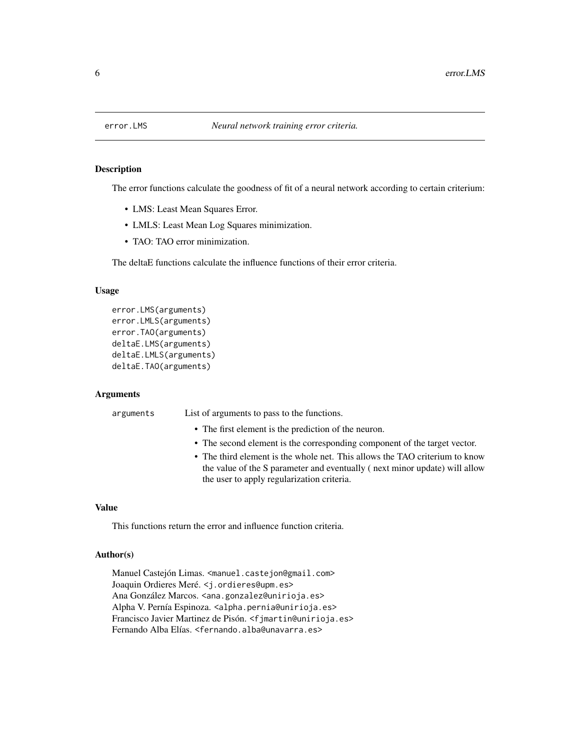error.LMS — *Neural network training error criteria.*

## Description

The error functions calculate the goodness of fit of a neural network according to certain criterium:

- LMS: Least Mean Squares Error.
- LMLS: Least Mean Log Squares minimization.
- TAO: TAO error minimization.

The deltaE functions calculate the influence functions of their error criteria.

## Usage

```
error.LMS(arguments)
error.LMLS(arguments)
error.TAO(arguments)
deltaE.LMS(arguments)
deltaE.LMLS(arguments)
deltaE.TAO(arguments)
```

## Arguments

| | |
|---|---|
| `arguments` | List of arguments to pass to the functions.<br>• The first element is the prediction of the neuron.<br>• The second element is the corresponding component of the target vector.<br>• The third element is the whole net. This allows the TAO criterium to know the value of the S parameter and eventually ( next minor update) will allow the user to apply regularization criteria. |

## Value

This functions return the error and influence function criteria.

## Author(s)

Manuel Castejón Limas. <manuel.castejon@gmail.com>
Joaquin Ordieres Meré. <j.ordieres@upm.es>
Ana González Marcos. <ana.gonzalez@unirioja.es>
Alpha V. Pernía Espinoza. <alpha.pernia@unirioja.es>
Francisco Javier Martinez de Pisón. <fjmartin@unirioja.es>
Fernando Alba Elías. <fernando.alba@unavarra.es>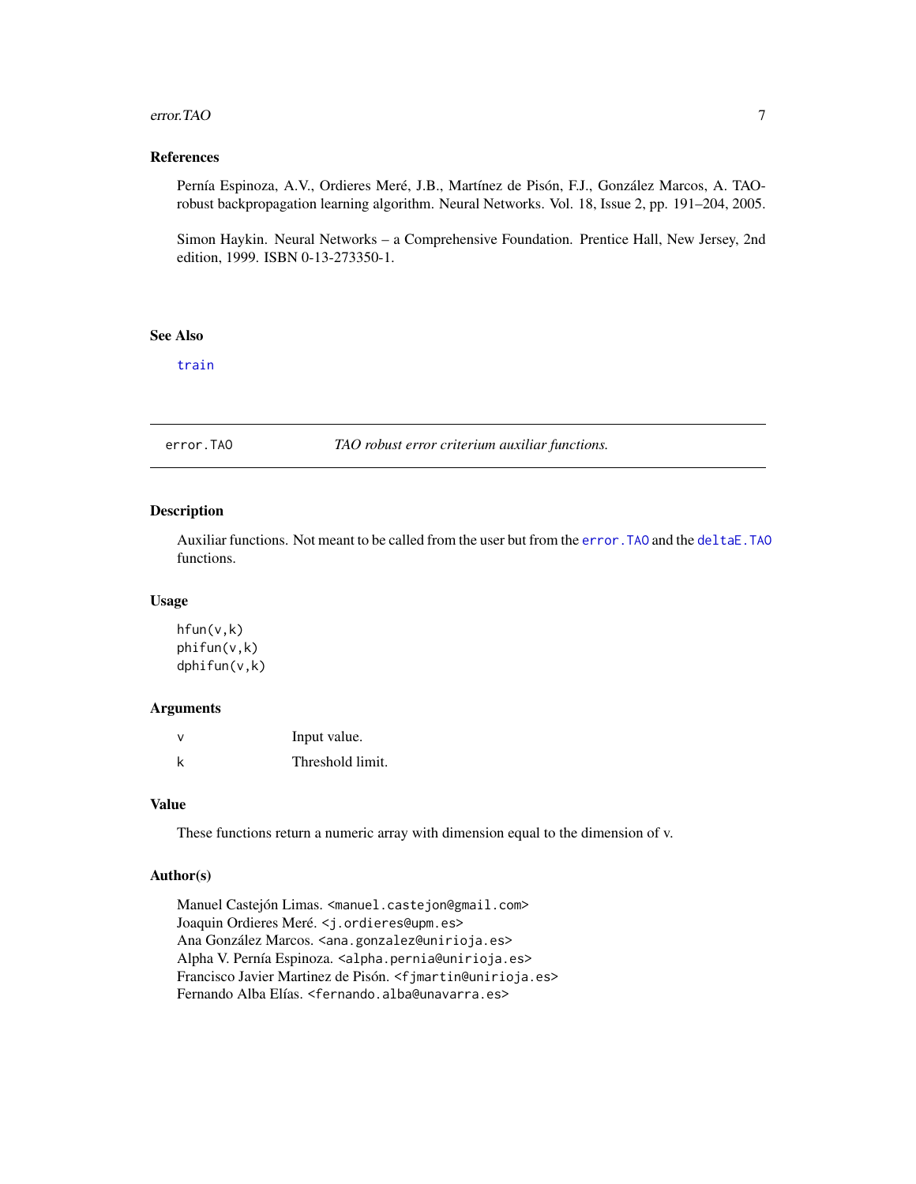## References

Pernía Espinoza, A.V., Ordieres Meré, J.B., Martínez de Pisón, F.J., González Marcos, A. TAO-robust backpropagation learning algorithm. Neural Networks. Vol. 18, Issue 2, pp. 191–204, 2005.

Simon Haykin. Neural Networks – a Comprehensive Foundation. Prentice Hall, New Jersey, 2nd edition, 1999. ISBN 0-13-273350-1.

## See Also

`train`

---

# `error.TAO` *TAO robust error criterium auxiliar functions.*

---

## Description

Auxiliar functions. Not meant to be called from the user but from the `error.TAO` and the `deltaE.TAO` functions.

## Usage

```
hfun(v,k)
phifun(v,k)
dphifun(v,k)
```

## Arguments

| | |
|---|---|
| `v` | Input value. |
| `k` | Threshold limit. |

## Value

These functions return a numeric array with dimension equal to the dimension of v.

## Author(s)

Manuel Castejón Limas. <manuel.castejon@gmail.com>
Joaquin Ordieres Meré. <j.ordieres@upm.es>
Ana González Marcos. <ana.gonzalez@unirioja.es>
Alpha V. Pernía Espinoza. <alpha.pernia@unirioja.es>
Francisco Javier Martinez de Pisón. <fjmartin@unirioja.es>
Fernando Alba Elías. <fernando.alba@unavarra.es>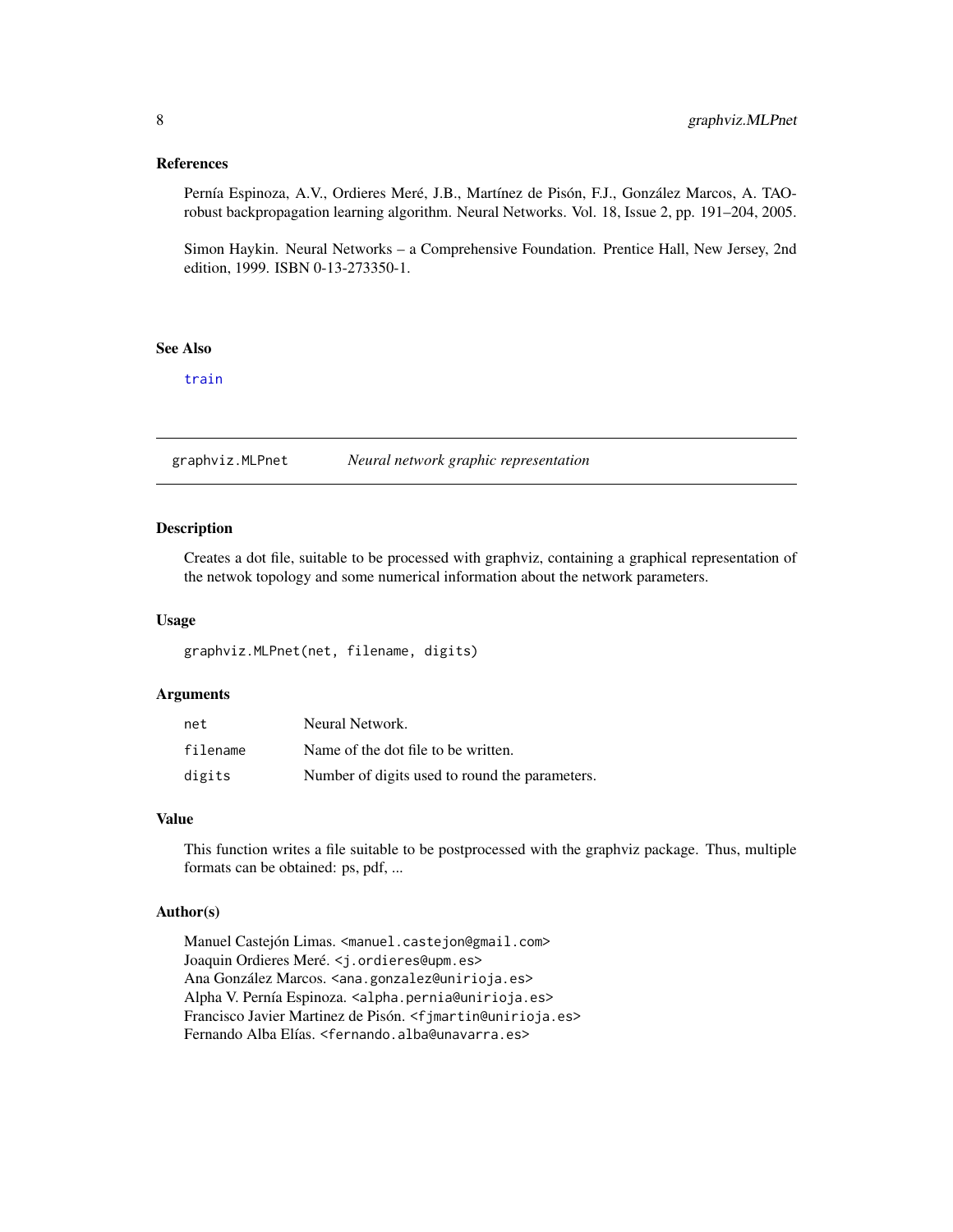### References

Pernía Espinoza, A.V., Ordieres Meré, J.B., Martínez de Pisón, F.J., González Marcos, A. TAO-robust backpropagation learning algorithm. Neural Networks. Vol. 18, Issue 2, pp. 191–204, 2005.

Simon Haykin. Neural Networks – a Comprehensive Foundation. Prentice Hall, New Jersey, 2nd edition, 1999. ISBN 0-13-273350-1.

### See Also

`train`

---

## graphviz.MLPnet — *Neural network graphic representation*

### Description

Creates a dot file, suitable to be processed with graphviz, containing a graphical representation of the netwok topology and some numerical information about the network parameters.

### Usage

```
graphviz.MLPnet(net, filename, digits)
```

### Arguments

| | |
|---|---|
| `net` | Neural Network. |
| `filename` | Name of the dot file to be written. |
| `digits` | Number of digits used to round the parameters. |

### Value

This function writes a file suitable to be postprocessed with the graphviz package. Thus, multiple formats can be obtained: ps, pdf, ...

### Author(s)

Manuel Castejón Limas. `<manuel.castejon@gmail.com>`
Joaquin Ordieres Meré. `<j.ordieres@upm.es>`
Ana González Marcos. `<ana.gonzalez@unirioja.es>`
Alpha V. Pernía Espinoza. `<alpha.pernia@unirioja.es>`
Francisco Javier Martinez de Pisón. `<fjmartin@unirioja.es>`
Fernando Alba Elías. `<fernando.alba@unavarra.es>`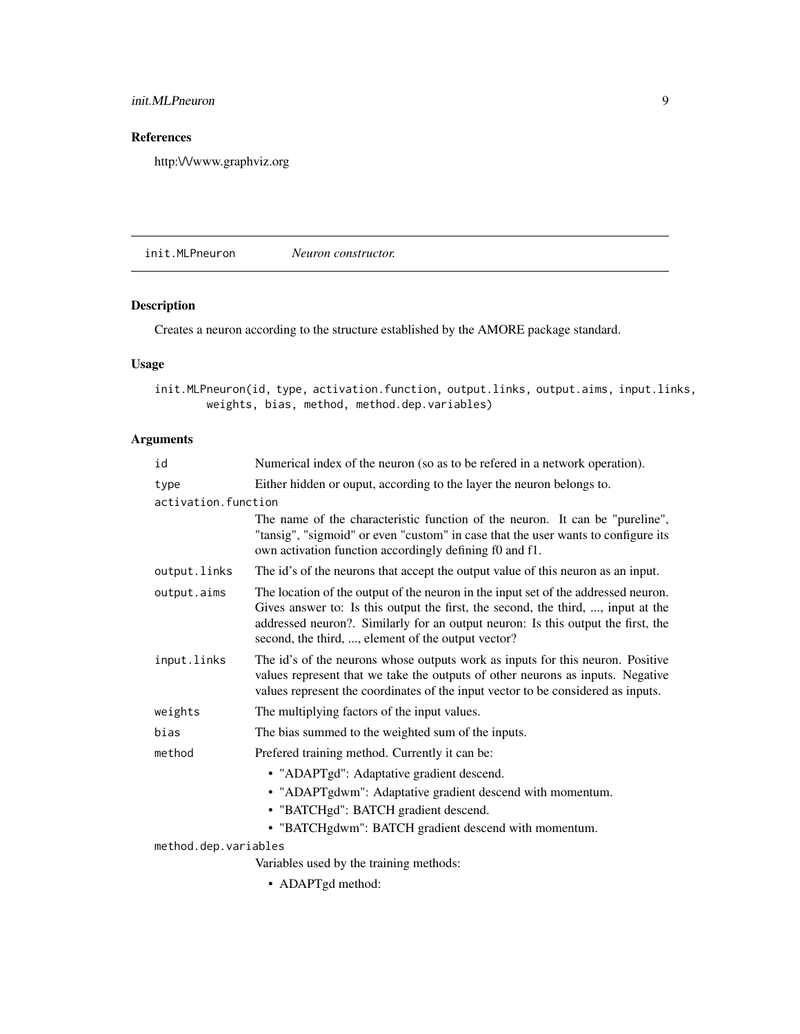## References

http:\/\/www.graphviz.org

---

`init.MLPneuron` *Neuron constructor.*

---

### Description

Creates a neuron according to the structure established by the AMORE package standard.

### Usage

```
init.MLPneuron(id, type, activation.function, output.links, output.aims, input.links,
       weights, bias, method, method.dep.variables)
```

### Arguments

`id` Numerical index of the neuron (so as to be refered in a network operation).

`type` Either hidden or ouput, according to the layer the neuron belongs to.

`activation.function` The name of the characteristic function of the neuron. It can be "pureline", "tansig", "sigmoid" or even "custom" in case that the user wants to configure its own activation function accordingly defining f0 and f1.

`output.links` The id's of the neurons that accept the output value of this neuron as an input.

`output.aims` The location of the output of the neuron in the input set of the addressed neuron. Gives answer to: Is this output the first, the second, the third, ..., input at the addressed neuron?. Similarly for an output neuron: Is this output the first, the second, the third, ..., element of the output vector?

`input.links` The id's of the neurons whose outputs work as inputs for this neuron. Positive values represent that we take the outputs of other neurons as inputs. Negative values represent the coordinates of the input vector to be considered as inputs.

`weights` The multiplying factors of the input values.

`bias` The bias summed to the weighted sum of the inputs.

`method` Prefered training method. Currently it can be:

- "ADAPTgd": Adaptative gradient descend.
- "ADAPTgdwm": Adaptative gradient descend with momentum.
- "BATCHgd": BATCH gradient descend.
- "BATCHgdwm": BATCH gradient descend with momentum.

`method.dep.variables` Variables used by the training methods:

- ADAPTgd method: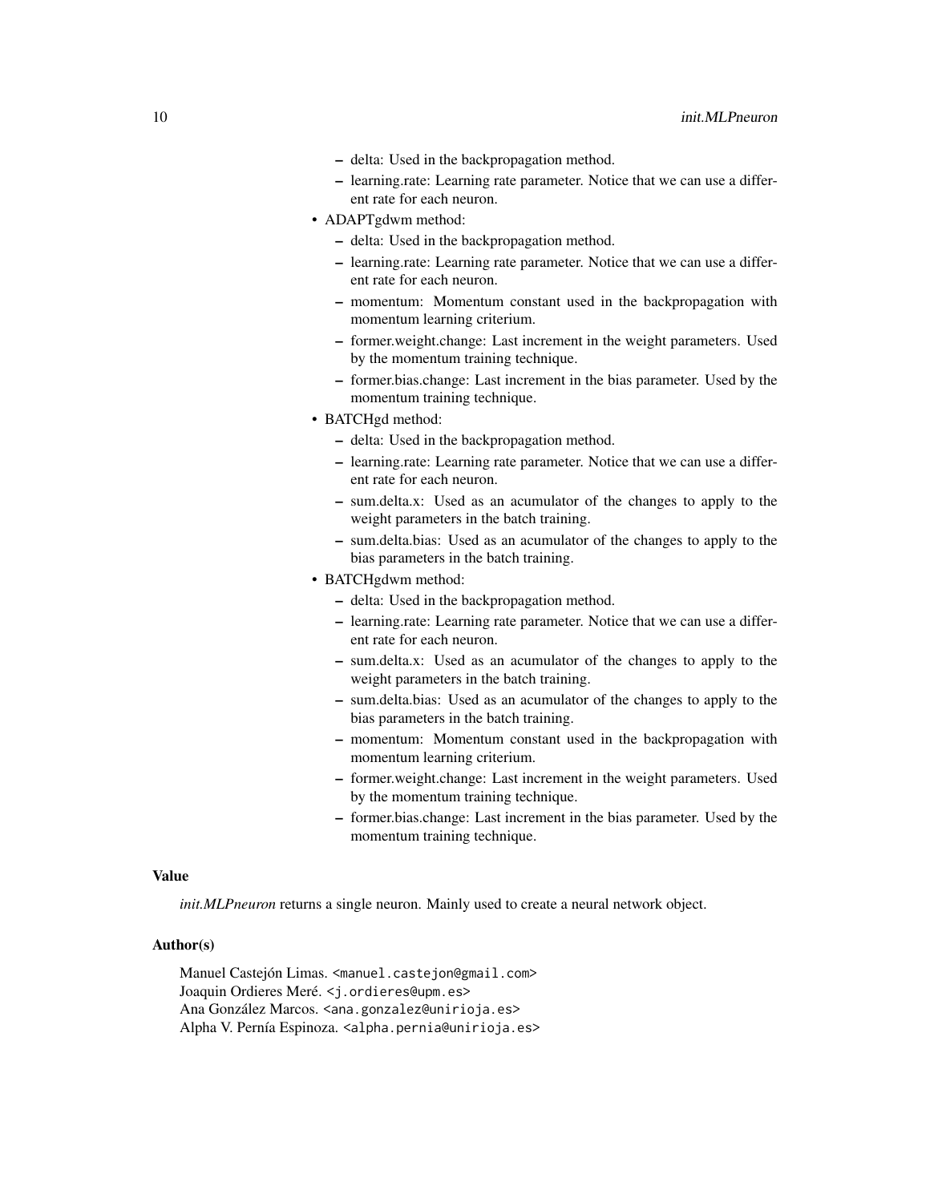- delta: Used in the backpropagation method.
  - learning.rate: Learning rate parameter. Notice that we can use a different rate for each neuron.
- ADAPTgdwm method:
  - delta: Used in the backpropagation method.
  - learning.rate: Learning rate parameter. Notice that we can use a different rate for each neuron.
  - momentum: Momentum constant used in the backpropagation with momentum learning criterium.
  - former.weight.change: Last increment in the weight parameters. Used by the momentum training technique.
  - former.bias.change: Last increment in the bias parameter. Used by the momentum training technique.
- BATCHgd method:
  - delta: Used in the backpropagation method.
  - learning.rate: Learning rate parameter. Notice that we can use a different rate for each neuron.
  - sum.delta.x: Used as an acumulator of the changes to apply to the weight parameters in the batch training.
  - sum.delta.bias: Used as an acumulator of the changes to apply to the bias parameters in the batch training.
- BATCHgdwm method:
  - delta: Used in the backpropagation method.
  - learning.rate: Learning rate parameter. Notice that we can use a different rate for each neuron.
  - sum.delta.x: Used as an acumulator of the changes to apply to the weight parameters in the batch training.
  - sum.delta.bias: Used as an acumulator of the changes to apply to the bias parameters in the batch training.
  - momentum: Momentum constant used in the backpropagation with momentum learning criterium.
  - former.weight.change: Last increment in the weight parameters. Used by the momentum training technique.
  - former.bias.change: Last increment in the bias parameter. Used by the momentum training technique.

## Value

*init.MLPneuron* returns a single neuron. Mainly used to create a neural network object.

## Author(s)

Manuel Castejón Limas. <manuel.castejon@gmail.com>
Joaquin Ordieres Meré. <j.ordieres@upm.es>
Ana González Marcos. <ana.gonzalez@unirioja.es>
Alpha V. Pernía Espinoza. <alpha.pernia@unirioja.es>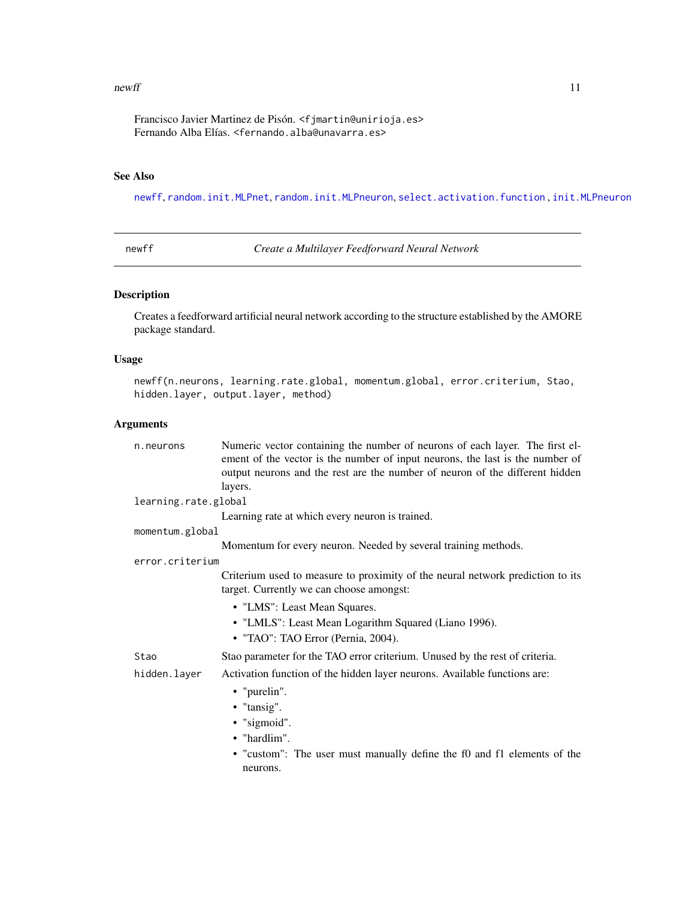Francisco Javier Martinez de Pisón. <fjmartin@unirioja.es>
Fernando Alba Elías. <fernando.alba@unavarra.es>

### See Also

newff, random.init.MLPnet, random.init.MLPneuron, select.activation.function, init.MLPneuron

---

## newff — *Create a Multilayer Feedforward Neural Network*

### Description

Creates a feedforward artificial neural network according to the structure established by the AMORE package standard.

### Usage

```
newff(n.neurons, learning.rate.global, momentum.global, error.criterium, Stao,
hidden.layer, output.layer, method)
```

### Arguments

`n.neurons`
: Numeric vector containing the number of neurons of each layer. The first element of the vector is the number of input neurons, the last is the number of output neurons and the rest are the number of neuron of the different hidden layers.

`learning.rate.global`
: Learning rate at which every neuron is trained.

`momentum.global`
: Momentum for every neuron. Needed by several training methods.

`error.criterium`
: Criterium used to measure to proximity of the neural network prediction to its target. Currently we can choose amongst:
  - "LMS": Least Mean Squares.
  - "LMLS": Least Mean Logarithm Squared (Liano 1996).
  - "TAO": TAO Error (Pernia, 2004).

`Stao`
: Stao parameter for the TAO error criterium. Unused by the rest of criteria.

`hidden.layer`
: Activation function of the hidden layer neurons. Available functions are:
  - "purelin".
  - "tansig".
  - "sigmoid".
  - "hardlim".
  - "custom": The user must manually define the f0 and f1 elements of the neurons.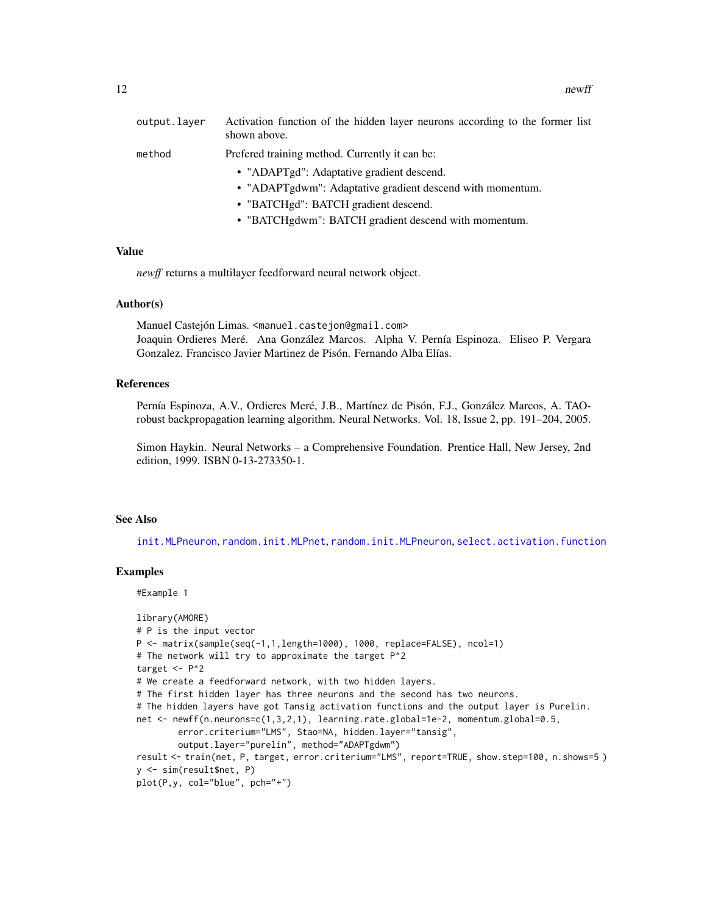output.layer Activation function of the hidden layer neurons according to the former list shown above.

method Prefered training method. Currently it can be:

- "ADAPTgd": Adaptative gradient descend.
- "ADAPTgdwm": Adaptative gradient descend with momentum.
- "BATCHgd": BATCH gradient descend.
- "BATCHgdwm": BATCH gradient descend with momentum.

### Value

*newff* returns a multilayer feedforward neural network object.

### Author(s)

Manuel Castejón Limas. <manuel.castejon@gmail.com>
Joaquin Ordieres Meré. Ana González Marcos. Alpha V. Pernía Espinoza. Eliseo P. Vergara Gonzalez. Francisco Javier Martinez de Pisón. Fernando Alba Elías.

### References

Pernía Espinoza, A.V., Ordieres Meré, J.B., Martínez de Pisón, F.J., González Marcos, A. TAO-robust backpropagation learning algorithm. Neural Networks. Vol. 18, Issue 2, pp. 191–204, 2005.

Simon Haykin. Neural Networks – a Comprehensive Foundation. Prentice Hall, New Jersey, 2nd edition, 1999. ISBN 0-13-273350-1.

### See Also

init.MLPneuron, random.init.MLPnet, random.init.MLPneuron, select.activation.function

### Examples

```
#Example 1

library(AMORE)
# P is the input vector
P <- matrix(sample(seq(-1,1,length=1000), 1000, replace=FALSE), ncol=1)
# The network will try to approximate the target P^2
target <- P^2
# We create a feedforward network, with two hidden layers.
# The first hidden layer has three neurons and the second has two neurons.
# The hidden layers have got Tansig activation functions and the output layer is Purelin.
net <- newff(n.neurons=c(1,3,2,1), learning.rate.global=1e-2, momentum.global=0.5,
        error.criterium="LMS", Stao=NA, hidden.layer="tansig",
        output.layer="purelin", method="ADAPTgdwm")
result <- train(net, P, target, error.criterium="LMS", report=TRUE, show.step=100, n.shows=5 )
y <- sim(result$net, P)
plot(P,y, col="blue", pch="+")
```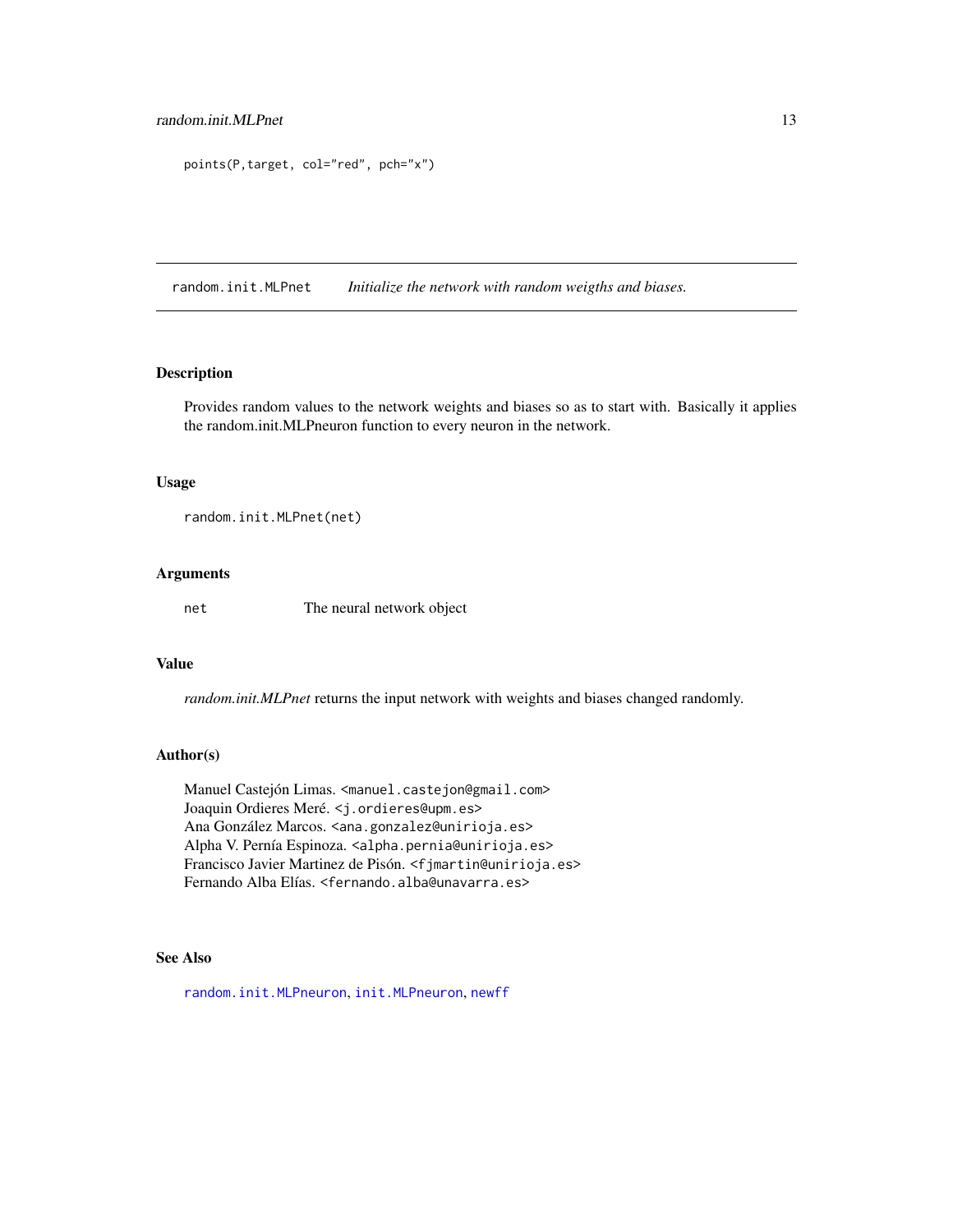```
points(P,target, col="red", pch="x")
```

---

## random.init.MLPnet    *Initialize the network with random weigths and biases.*

### Description

Provides random values to the network weights and biases so as to start with. Basically it applies the random.init.MLPneuron function to every neuron in the network.

### Usage

```
random.init.MLPnet(net)
```

### Arguments

| | |
|---|---|
| net | The neural network object |

### Value

*random.init.MLPnet* returns the input network with weights and biases changed randomly.

### Author(s)

Manuel Castejón Limas. <manuel.castejon@gmail.com>  
Joaquin Ordieres Meré. <j.ordieres@upm.es>  
Ana González Marcos. <ana.gonzalez@unirioja.es>  
Alpha V. Pernía Espinoza. <alpha.pernia@unirioja.es>  
Francisco Javier Martinez de Pisón. <fjmartin@unirioja.es>  
Fernando Alba Elías. <fernando.alba@unavarra.es>

### See Also

random.init.MLPneuron, init.MLPneuron, newff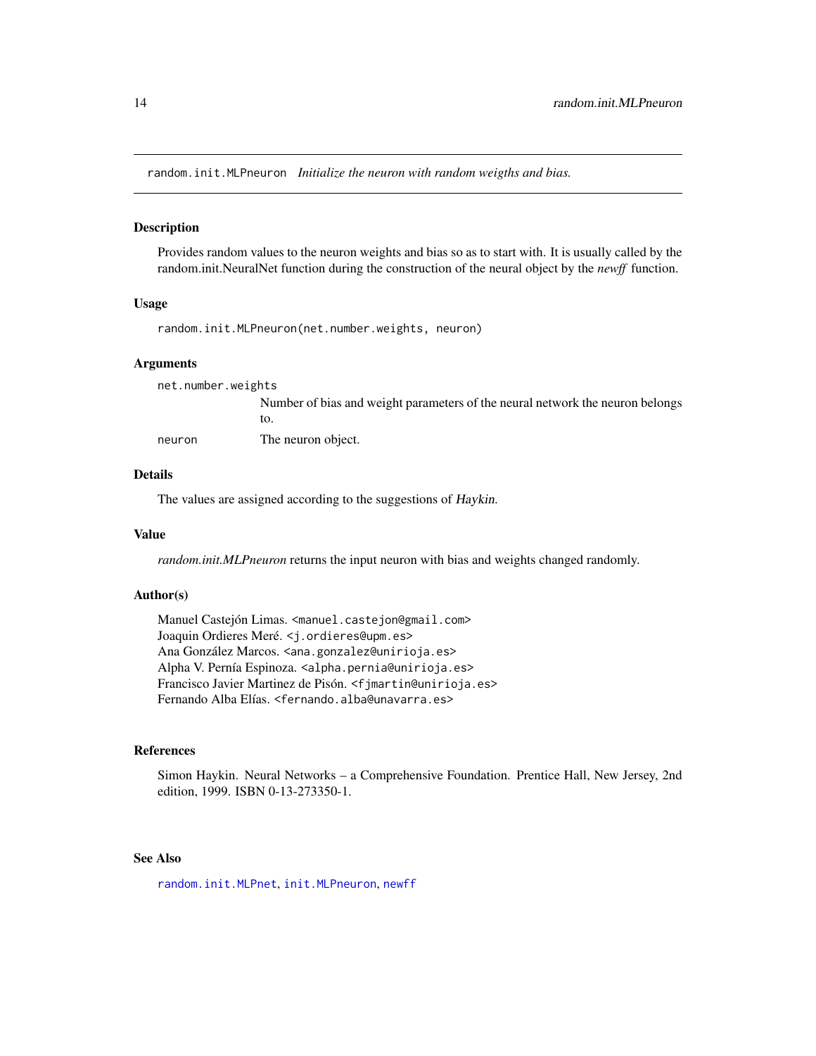random.init.MLPneuron *Initialize the neuron with random weigths and bias.*

## Description

Provides random values to the neuron weights and bias so as to start with. It is usually called by the random.init.NeuralNet function during the construction of the neural object by the *newff* function.

## Usage

```
random.init.MLPneuron(net.number.weights, neuron)
```

## Arguments

| | |
|---|---|
| `net.number.weights` | Number of bias and weight parameters of the neural network the neuron belongs to. |
| `neuron` | The neuron object. |

## Details

The values are assigned according to the suggestions of *Haykin*.

## Value

*random.init.MLPneuron* returns the input neuron with bias and weights changed randomly.

## Author(s)

Manuel Castejón Limas. <manuel.castejon@gmail.com>
Joaquin Ordieres Meré. <j.ordieres@upm.es>
Ana González Marcos. <ana.gonzalez@unirioja.es>
Alpha V. Pernía Espinoza. <alpha.pernia@unirioja.es>
Francisco Javier Martinez de Pisón. <fjmartin@unirioja.es>
Fernando Alba Elías. <fernando.alba@unavarra.es>

## References

Simon Haykin. Neural Networks – a Comprehensive Foundation. Prentice Hall, New Jersey, 2nd edition, 1999. ISBN 0-13-273350-1.

## See Also

`random.init.MLPnet`, `init.MLPneuron`, `newff`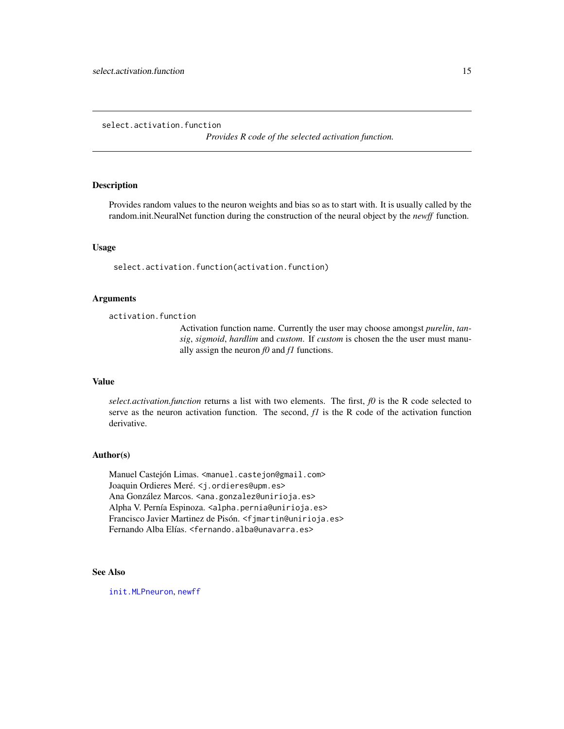`select.activation.function` *Provides R code of the selected activation function.*

## Description

Provides random values to the neuron weights and bias so as to start with. It is usually called by the random.init.NeuralNet function during the construction of the neural object by the *newff* function.

## Usage

```
select.activation.function(activation.function)
```

## Arguments

`activation.function`
: Activation function name. Currently the user may choose amongst *purelin*, *tansig*, *sigmoid*, *hardlim* and *custom*. If *custom* is chosen the the user must manually assign the neuron *f0* and *f1* functions.

## Value

*select.activation.function* returns a list with two elements. The first, *f0* is the R code selected to serve as the neuron activation function. The second, *f1* is the R code of the activation function derivative.

## Author(s)

Manuel Castejón Limas. <manuel.castejon@gmail.com>
Joaquin Ordieres Meré. <j.ordieres@upm.es>
Ana González Marcos. <ana.gonzalez@unirioja.es>
Alpha V. Pernía Espinoza. <alpha.pernia@unirioja.es>
Francisco Javier Martinez de Pisón. <fjmartin@unirioja.es>
Fernando Alba Elías. <fernando.alba@unavarra.es>

## See Also

init.MLPneuron, newff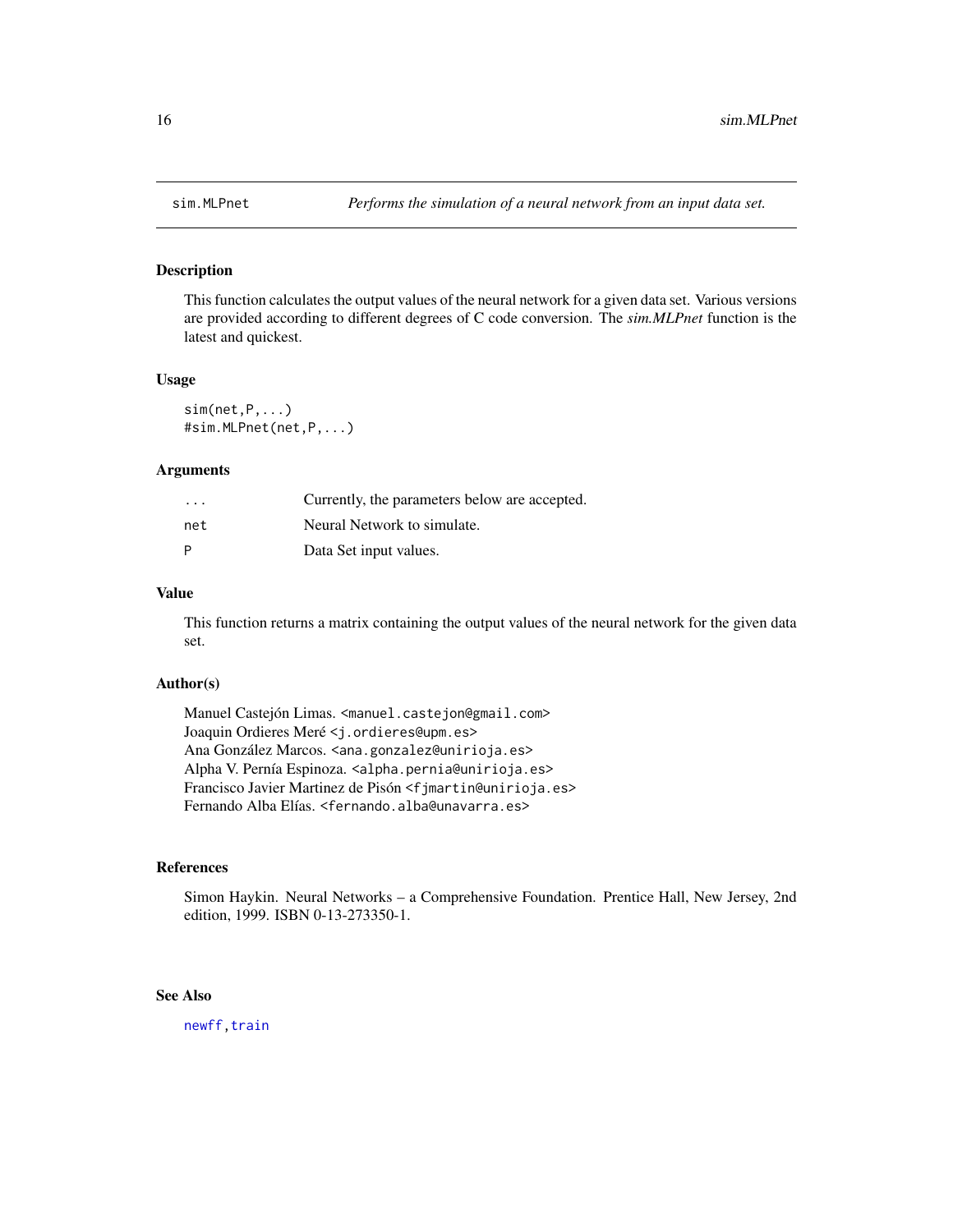# sim.MLPnet — *Performs the simulation of a neural network from an input data set.*

## Description

This function calculates the output values of the neural network for a given data set. Various versions are provided according to different degrees of C code conversion. The *sim.MLPnet* function is the latest and quickest.

## Usage

```
sim(net,P,...)
#sim.MLPnet(net,P,...)
```

## Arguments

| | |
|---|---|
| `...` | Currently, the parameters below are accepted. |
| `net` | Neural Network to simulate. |
| `P` | Data Set input values. |

## Value

This function returns a matrix containing the output values of the neural network for the given data set.

## Author(s)

Manuel Castejón Limas. <manuel.castejon@gmail.com>
Joaquin Ordieres Meré <j.ordieres@upm.es>
Ana González Marcos. <ana.gonzalez@unirioja.es>
Alpha V. Pernía Espinoza. <alpha.pernia@unirioja.es>
Francisco Javier Martinez de Pisón <fjmartin@unirioja.es>
Fernando Alba Elías. <fernando.alba@unavarra.es>

## References

Simon Haykin. Neural Networks – a Comprehensive Foundation. Prentice Hall, New Jersey, 2nd edition, 1999. ISBN 0-13-273350-1.

## See Also

newff, train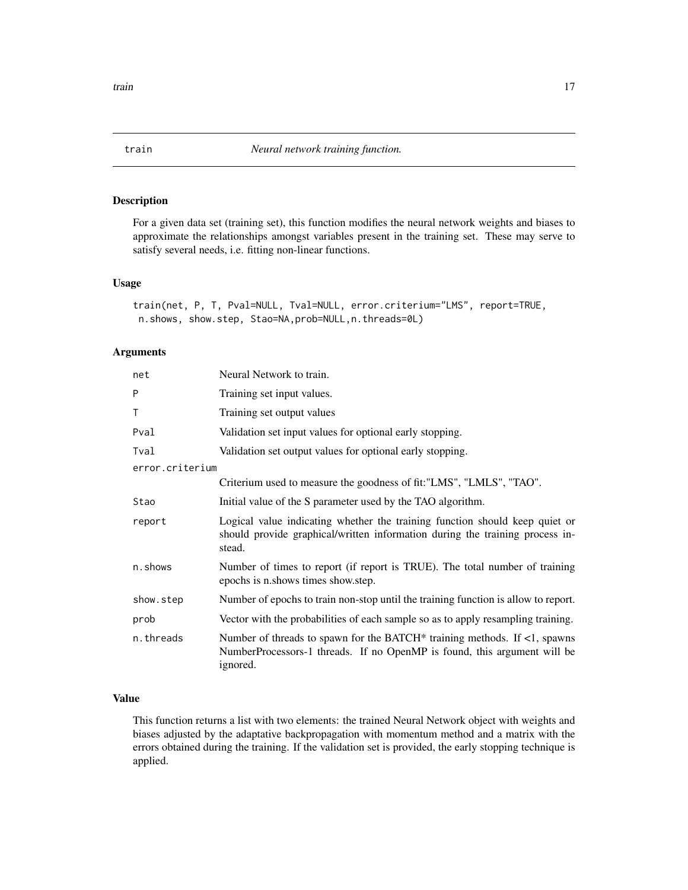## train *Neural network training function.*

### Description

For a given data set (training set), this function modifies the neural network weights and biases to approximate the relationships amongst variables present in the training set. These may serve to satisfy several needs, i.e. fitting non-linear functions.

### Usage

```
train(net, P, T, Pval=NULL, Tval=NULL, error.criterium="LMS", report=TRUE,
 n.shows, show.step, Stao=NA,prob=NULL,n.threads=0L)
```

### Arguments

| | |
|---|---|
| net | Neural Network to train. |
| P | Training set input values. |
| T | Training set output values |
| Pval | Validation set input values for optional early stopping. |
| Tval | Validation set output values for optional early stopping. |
| error.criterium | Criterium used to measure the goodness of fit:"LMS", "LMLS", "TAO". |
| Stao | Initial value of the S parameter used by the TAO algorithm. |
| report | Logical value indicating whether the training function should keep quiet or should provide graphical/written information during the training process instead. |
| n.shows | Number of times to report (if report is TRUE). The total number of training epochs is n.shows times show.step. |
| show.step | Number of epochs to train non-stop until the training function is allow to report. |
| prob | Vector with the probabilities of each sample so as to apply resampling training. |
| n.threads | Number of threads to spawn for the BATCH* training methods. If <1, spawns NumberProcessors-1 threads. If no OpenMP is found, this argument will be ignored. |

### Value

This function returns a list with two elements: the trained Neural Network object with weights and biases adjusted by the adaptative backpropagation with momentum method and a matrix with the errors obtained during the training. If the validation set is provided, the early stopping technique is applied.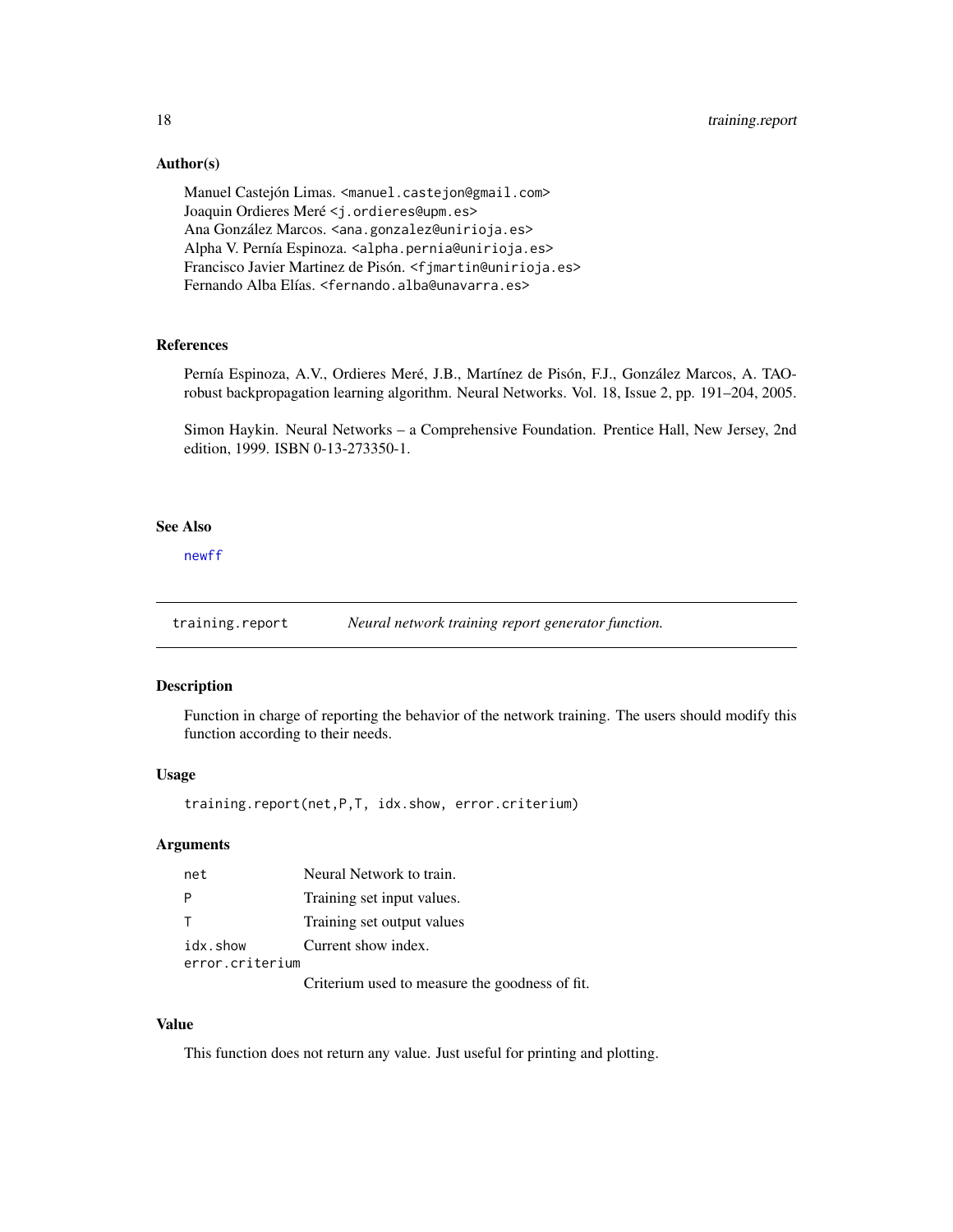### Author(s)

Manuel Castejón Limas. <manuel.castejon@gmail.com>
Joaquin Ordieres Meré <j.ordieres@upm.es>
Ana González Marcos. <ana.gonzalez@unirioja.es>
Alpha V. Pernía Espinoza. <alpha.pernia@unirioja.es>
Francisco Javier Martinez de Pisón. <fjmartin@unirioja.es>
Fernando Alba Elías. <fernando.alba@unavarra.es>

### References

Pernía Espinoza, A.V., Ordieres Meré, J.B., Martínez de Pisón, F.J., González Marcos, A. TAO-robust backpropagation learning algorithm. Neural Networks. Vol. 18, Issue 2, pp. 191–204, 2005.

Simon Haykin. Neural Networks – a Comprehensive Foundation. Prentice Hall, New Jersey, 2nd edition, 1999. ISBN 0-13-273350-1.

### See Also

newff

---

## training.report — *Neural network training report generator function.*

### Description

Function in charge of reporting the behavior of the network training. The users should modify this function according to their needs.

### Usage

```
training.report(net,P,T, idx.show, error.criterium)
```

### Arguments

| | |
|---|---|
| net | Neural Network to train. |
| P | Training set input values. |
| T | Training set output values |
| idx.show | Current show index. |
| error.criterium | Criterium used to measure the goodness of fit. |

### Value

This function does not return any value. Just useful for printing and plotting.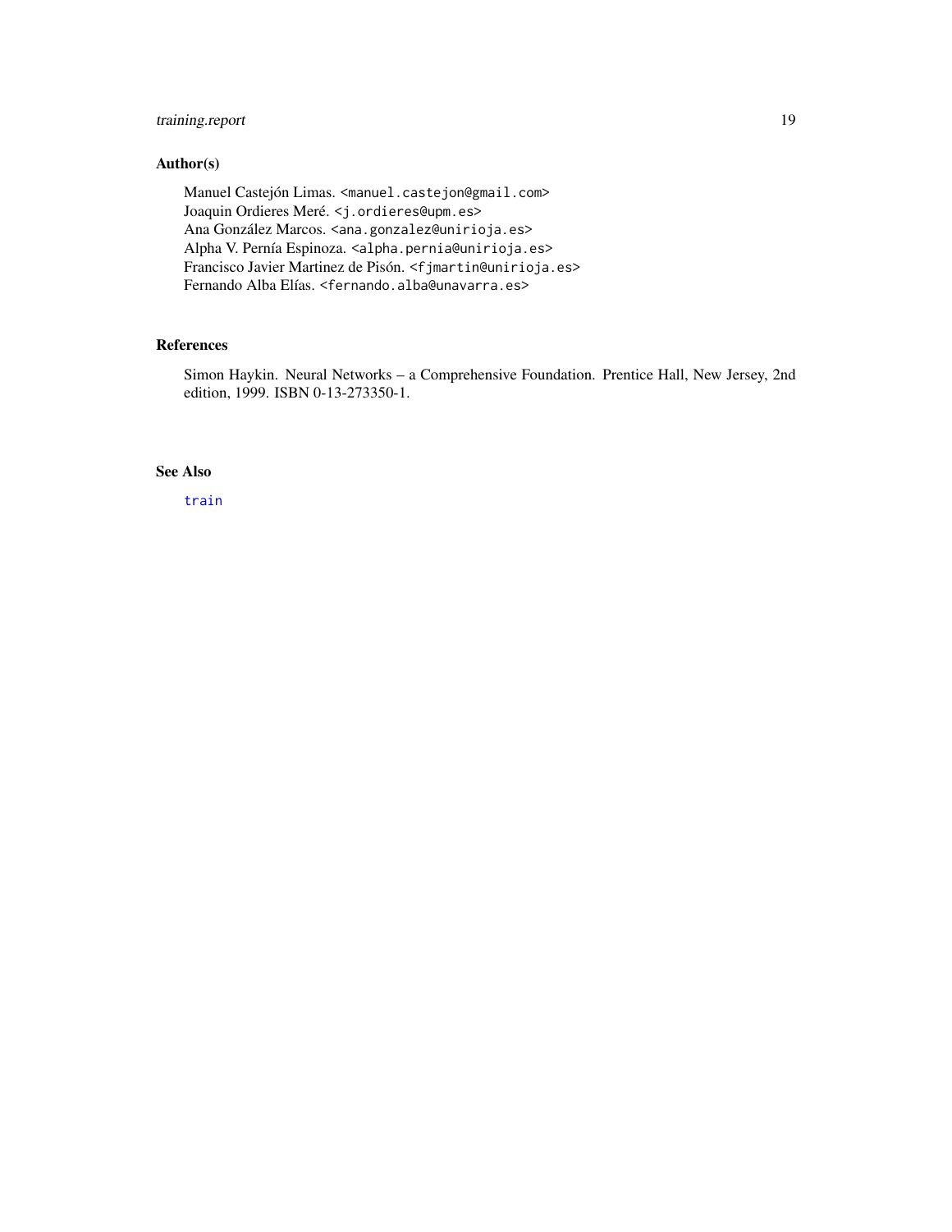### Author(s)

Manuel Castejón Limas. <manuel.castejon@gmail.com>
Joaquin Ordieres Meré. <j.ordieres@upm.es>
Ana González Marcos. <ana.gonzalez@unirioja.es>
Alpha V. Pernía Espinoza. <alpha.pernia@unirioja.es>
Francisco Javier Martinez de Pisón. <fjmartin@unirioja.es>
Fernando Alba Elías. <fernando.alba@unavarra.es>

### References

Simon Haykin. Neural Networks – a Comprehensive Foundation. Prentice Hall, New Jersey, 2nd edition, 1999. ISBN 0-13-273350-1.

### See Also

train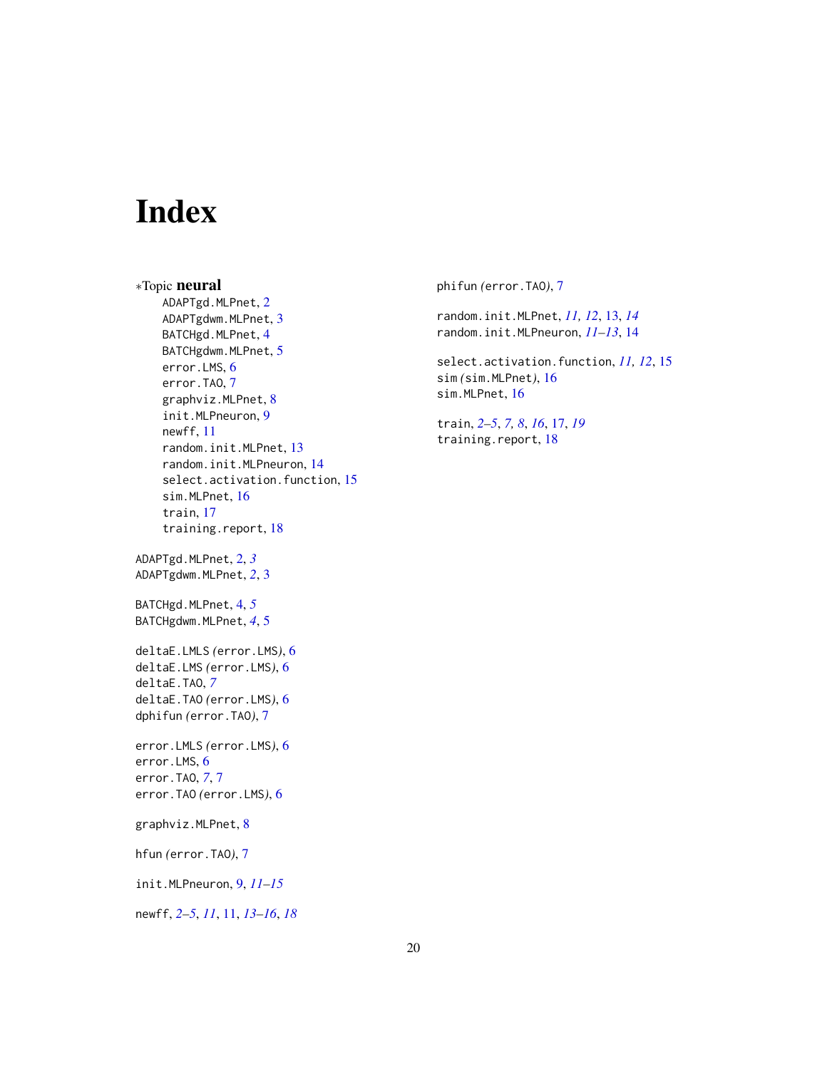# Index

∗Topic **neural**

ADAPTgd.MLPnet, 2
ADAPTgdwm.MLPnet, 3
BATCHgd.MLPnet, 4
BATCHgdwm.MLPnet, 5
error.LMS, 6
error.TAO, 7
graphviz.MLPnet, 8
init.MLPneuron, 9
newff, 11
random.init.MLPnet, 13
random.init.MLPneuron, 14
select.activation.function, 15
sim.MLPnet, 16
train, 17
training.report, 18

ADAPTgd.MLPnet, 2, *3*
ADAPTgdwm.MLPnet, *2*, 3

BATCHgd.MLPnet, 4, *5*
BATCHgdwm.MLPnet, *4*, 5

deltaE.LMLS *(*error.LMS*)*, 6
deltaE.LMS *(*error.LMS*)*, 6
deltaE.TAO, *7*
deltaE.TAO *(*error.LMS*)*, 6
dphifun *(*error.TAO*)*, 7

error.LMLS *(*error.LMS*)*, 6
error.LMS, 6
error.TAO, *7*, 7
error.TAO *(*error.LMS*)*, 6

graphviz.MLPnet, 8

hfun *(*error.TAO*)*, 7

init.MLPneuron, 9, *11–15*

newff, *2–5*, *11*, 11, *13–16*, *18*

phifun *(*error.TAO*)*, 7

random.init.MLPnet, *11, 12*, 13, *14*
random.init.MLPneuron, *11–13*, 14

select.activation.function, *11, 12*, 15
sim *(*sim.MLPnet*)*, 16
sim.MLPnet, 16

train, *2–5*, *7, 8*, *16*, 17, *19*
training.report, 18